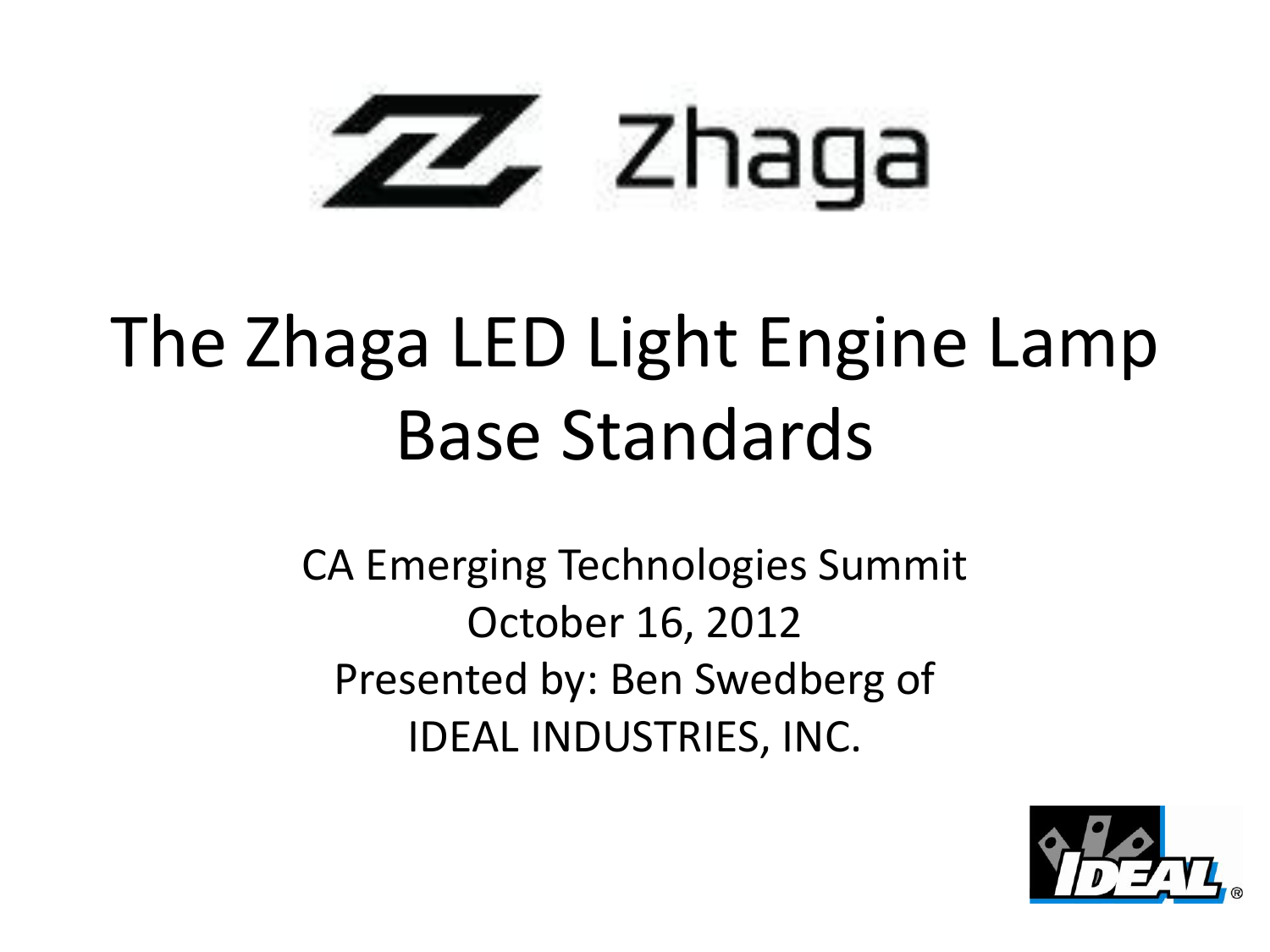Zhaga

# The Zhaga LED Light Engine Lamp Base Standards

CA Emerging Technologies Summit
October 16, 2012
Presented by: Ben Swedberg of
IDEAL INDUSTRIES, INC.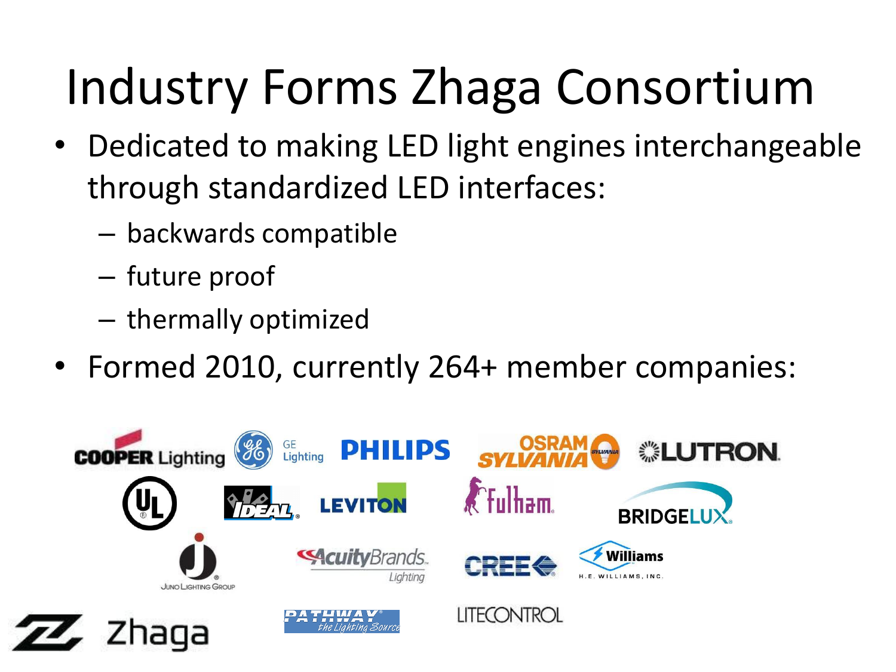# Industry Forms Zhaga Consortium

- Dedicated to making LED light engines interchangeable through standardized LED interfaces:
  - backwards compatible
  - future proof
  - thermally optimized
- Formed 2010, currently 264+ member companies: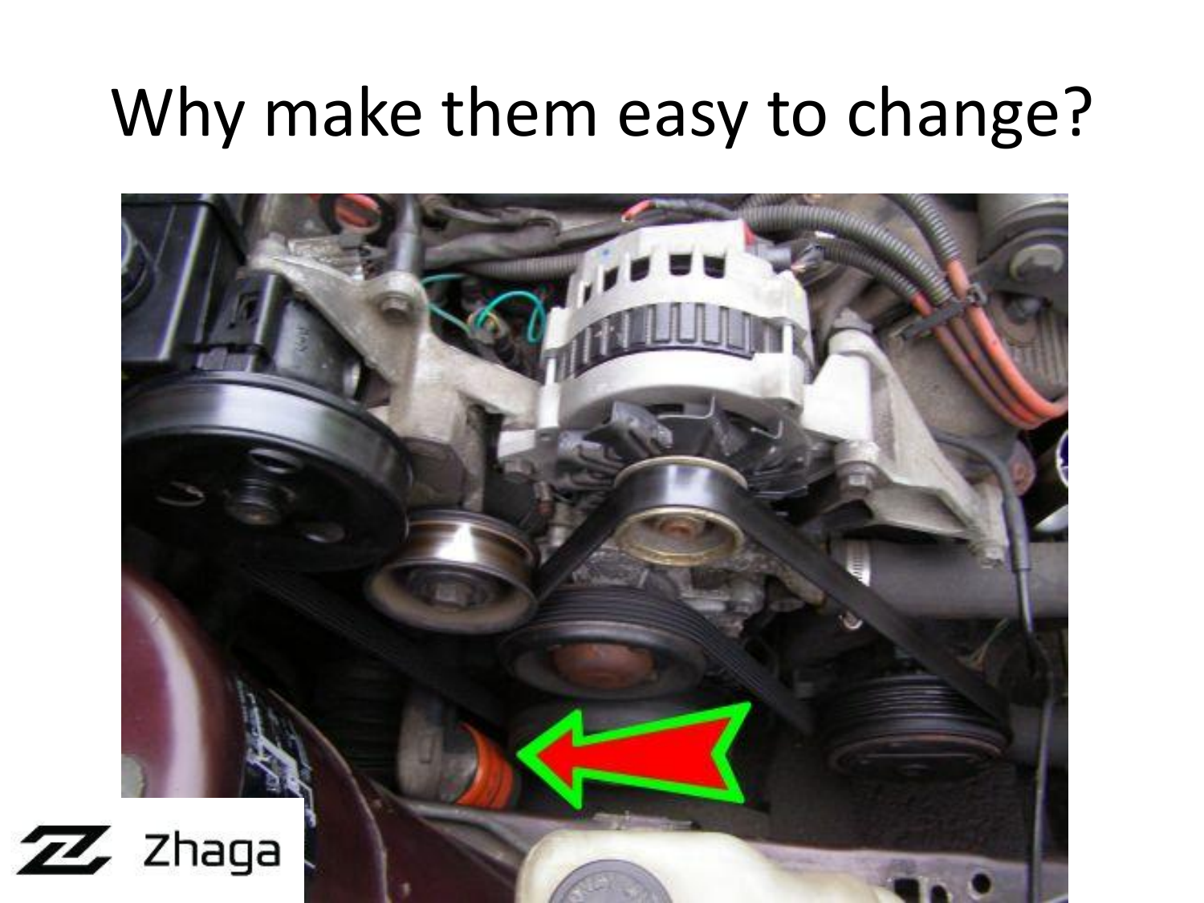# Why make them easy to change?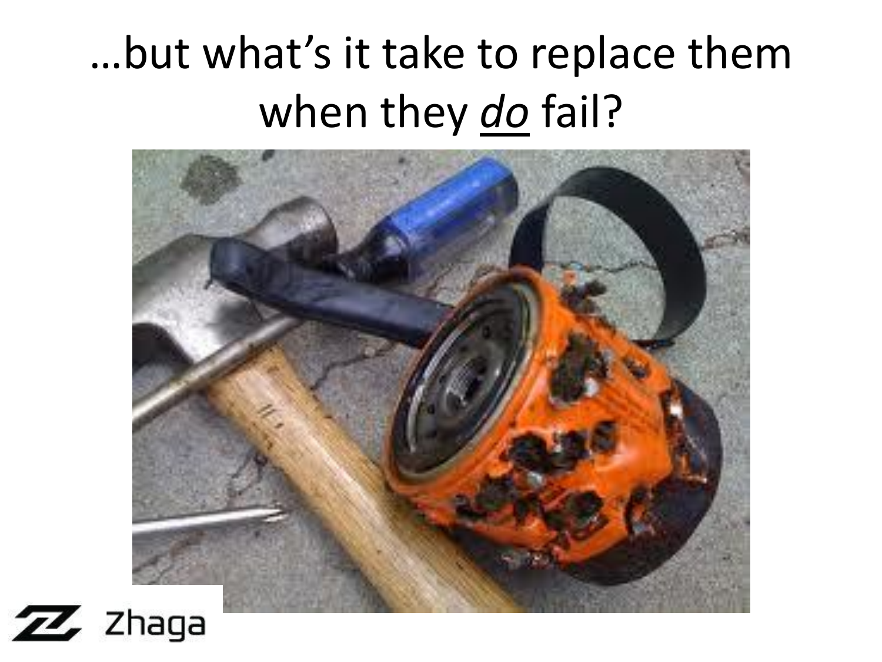# …but what's it take to replace them when they *do* fail?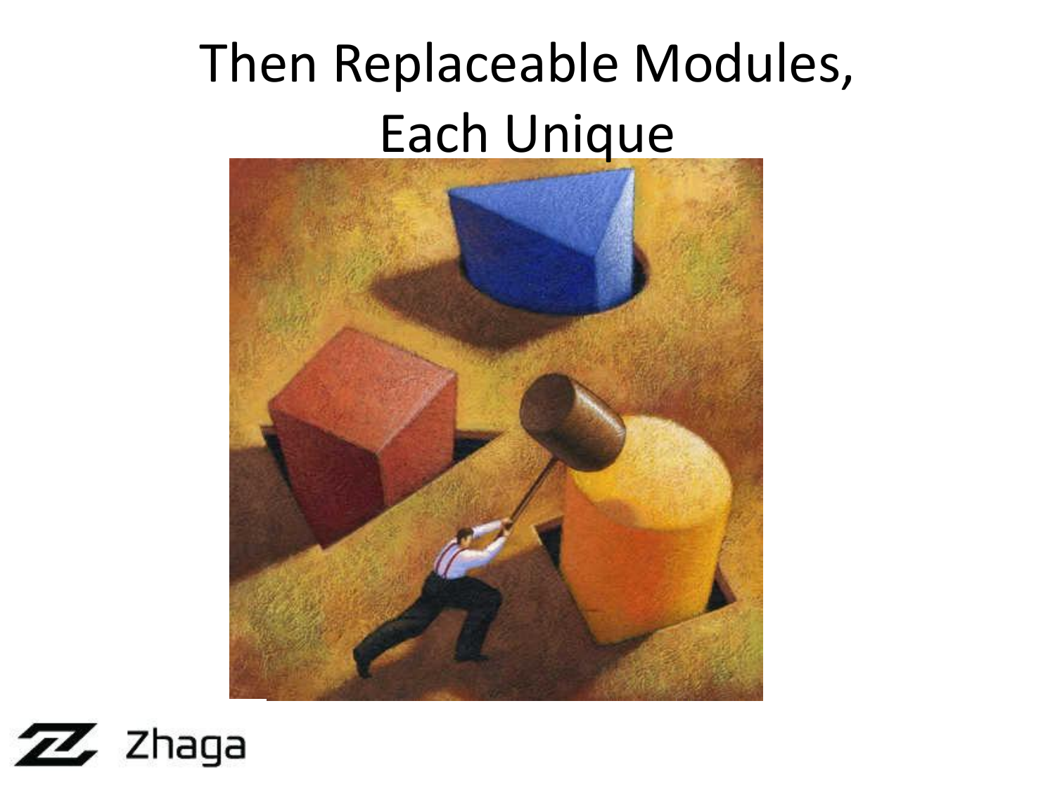# Then Replaceable Modules, Each Unique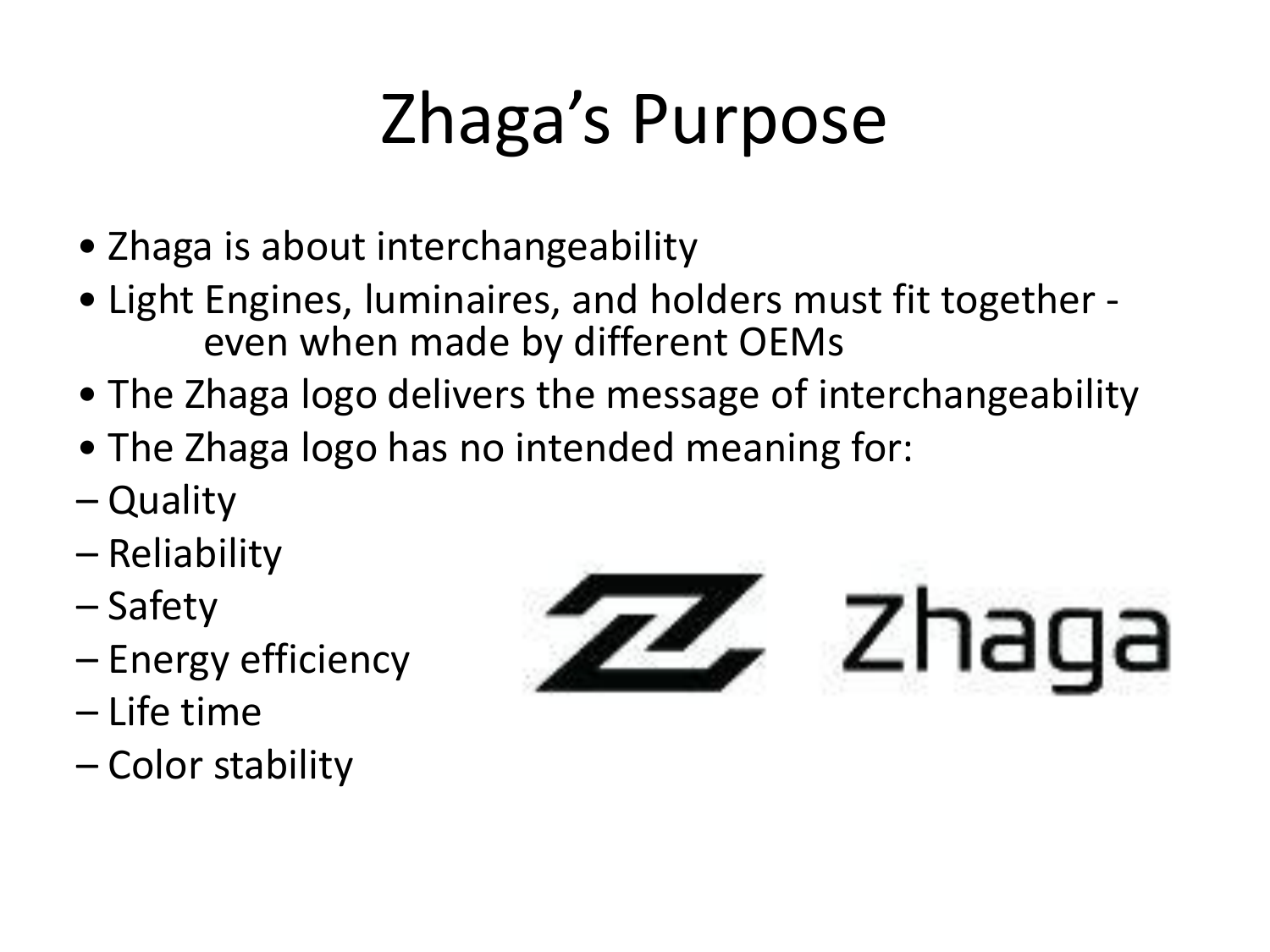# Zhaga's Purpose

- Zhaga is about interchangeability
- Light Engines, luminaires, and holders must fit together - even when made by different OEMs
- The Zhaga logo delivers the message of interchangeability
- The Zhaga logo has no intended meaning for:
  - Quality
  - Reliability
  - Safety
  - Energy efficiency
  - Life time
  - Color stability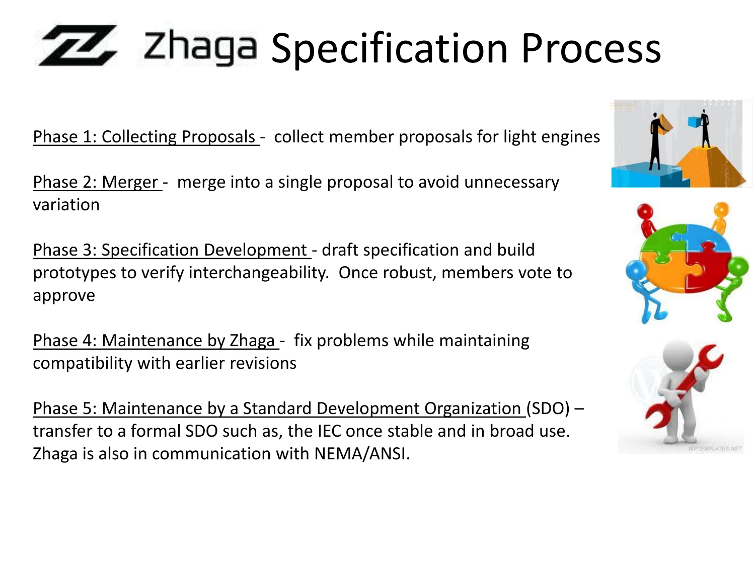# Zhaga Specification Process

<u>Phase 1: Collecting Proposals</u> - collect member proposals for light engines

<u>Phase 2: Merger</u> - merge into a single proposal to avoid unnecessary variation

<u>Phase 3: Specification Development</u> - draft specification and build prototypes to verify interchangeability. Once robust, members vote to approve

<u>Phase 4: Maintenance by Zhaga</u> - fix problems while maintaining compatibility with earlier revisions

<u>Phase 5: Maintenance by a Standard Development Organization</u> (SDO) – transfer to a formal SDO such as, the IEC once stable and in broad use. Zhaga is also in communication with NEMA/ANSI.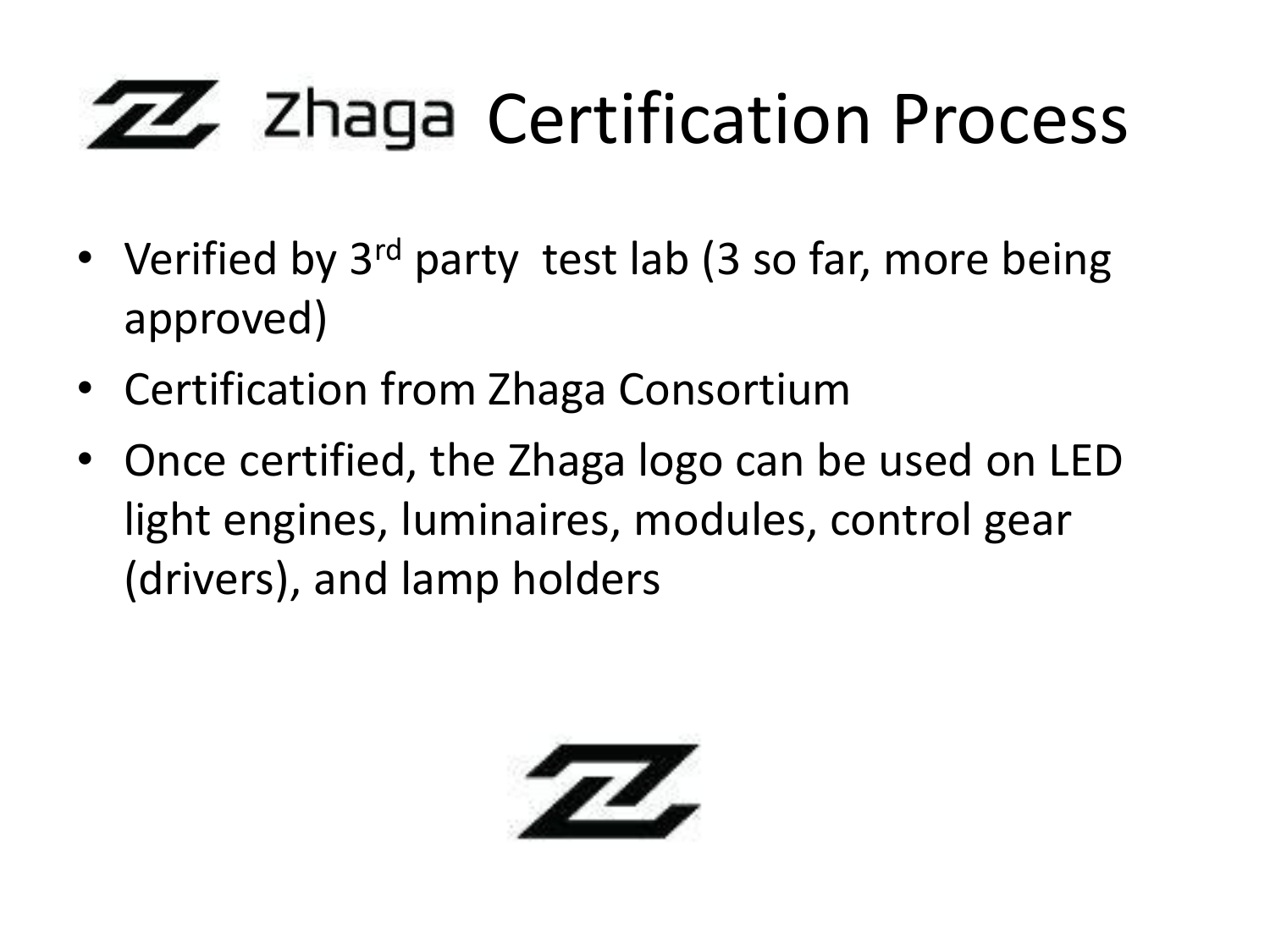# Zhaga Certification Process

- Verified by 3rd party test lab (3 so far, more being approved)
- Certification from Zhaga Consortium
- Once certified, the Zhaga logo can be used on LED light engines, luminaires, modules, control gear (drivers), and lamp holders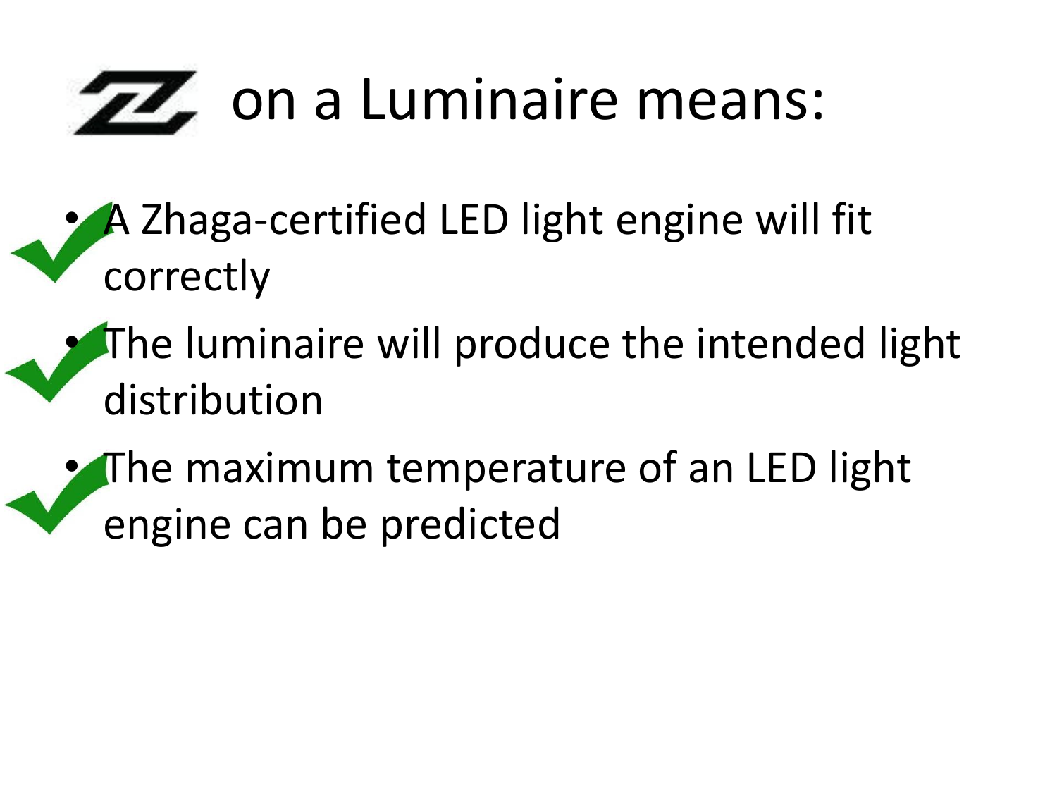# on a Luminaire means:

- A Zhaga-certified LED light engine will fit correctly
- The luminaire will produce the intended light distribution
- The maximum temperature of an LED light engine can be predicted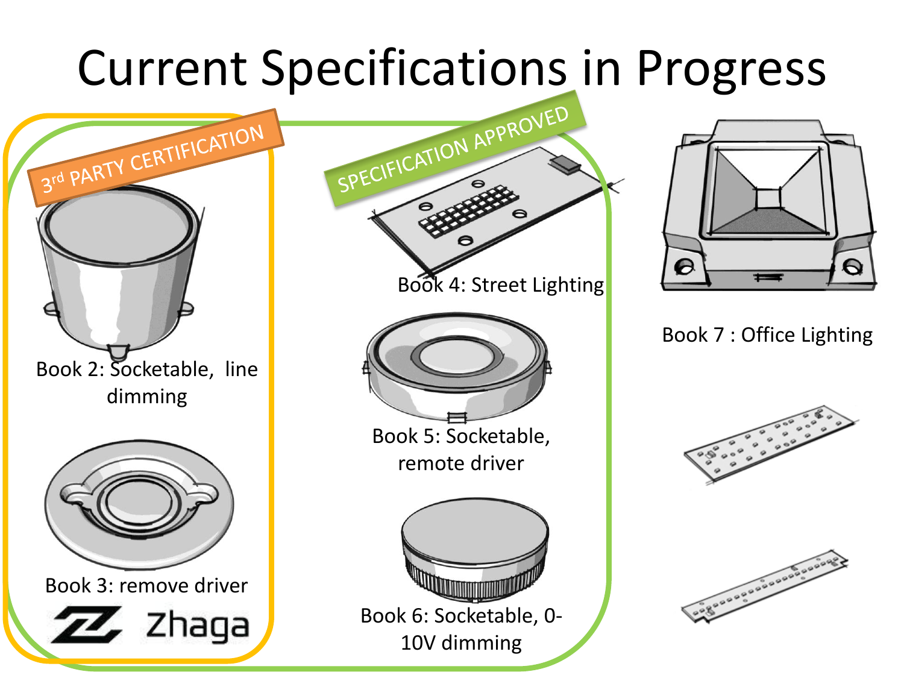# Current Specifications in Progress

3rd PARTY CERTIFICATION

SPECIFICATION APPROVED

Book 2: Socketable, line dimming

Book 3: remove driver

Zhaga

Book 4: Street Lighting

Book 5: Socketable, remote driver

Book 6: Socketable, 0-10V dimming

Book 7 : Office Lighting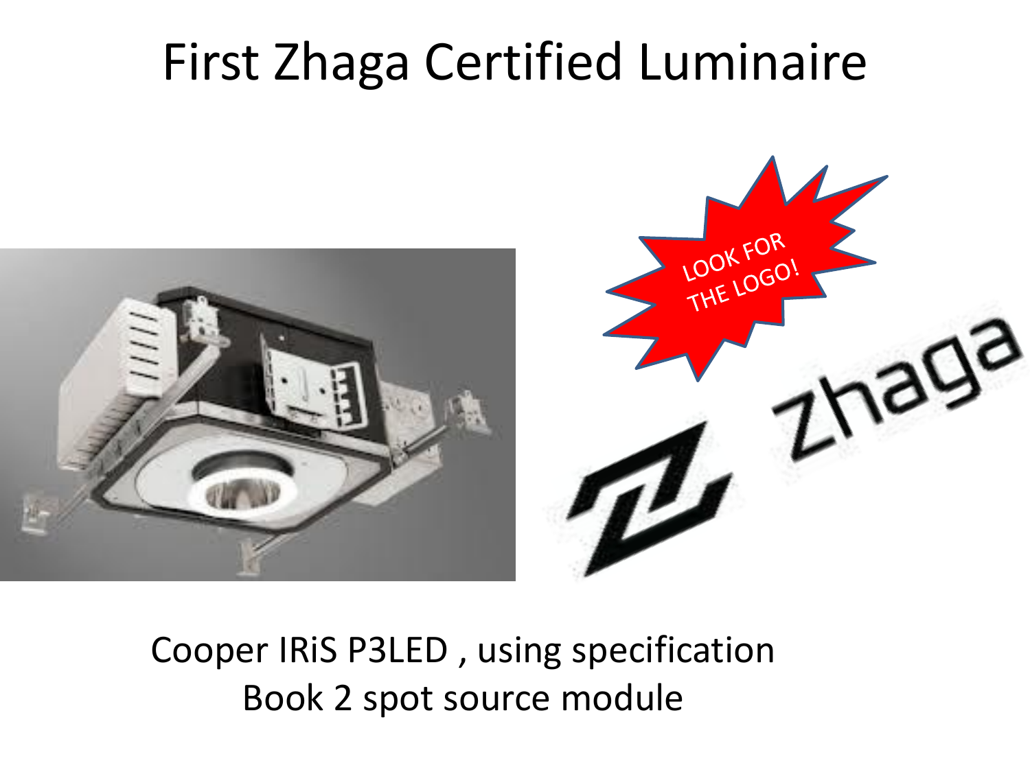# First Zhaga Certified Luminaire

LOOK FOR THE LOGO!

Zhaga

Cooper IRiS P3LED , using specification Book 2 spot source module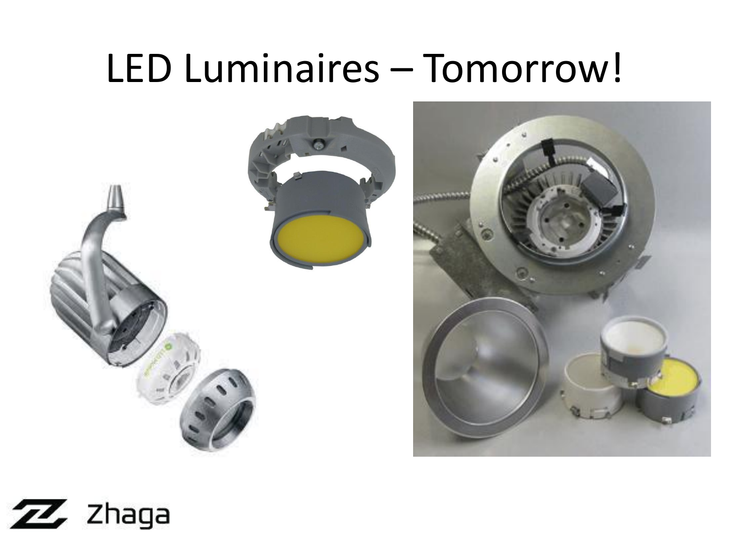# LED Luminaires – Tomorrow!

Zhaga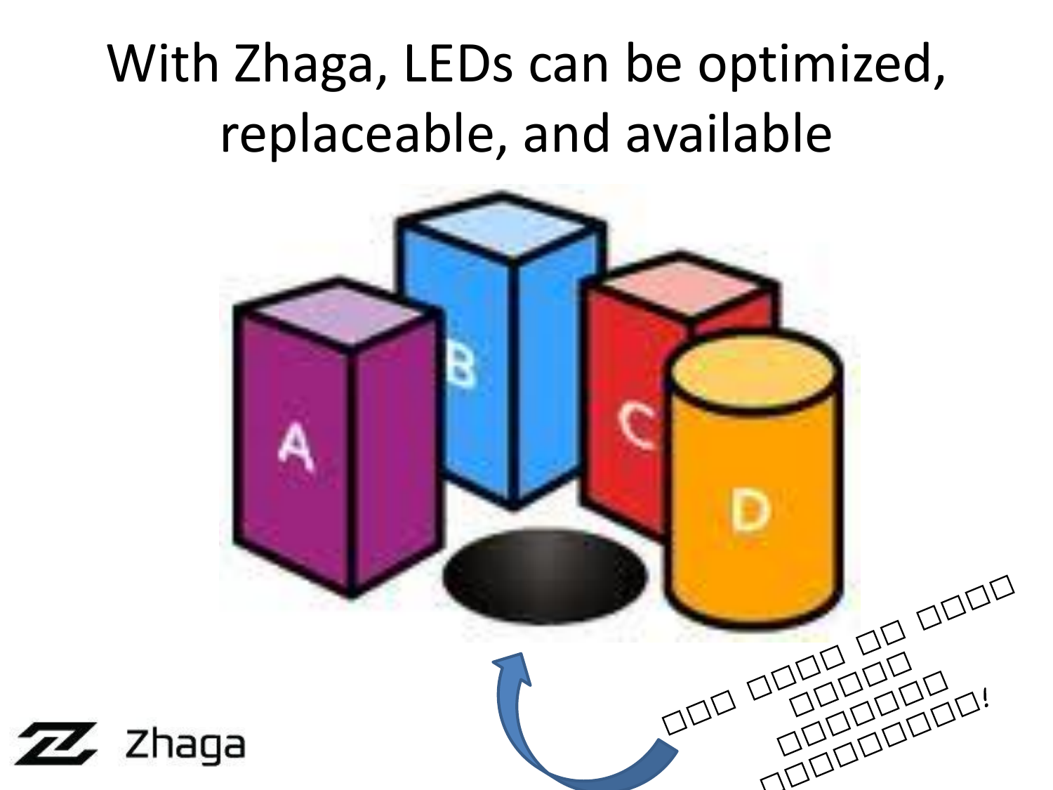# With Zhaga, LEDs can be optimized, replaceable, and available

A

B

C

D

Zhaga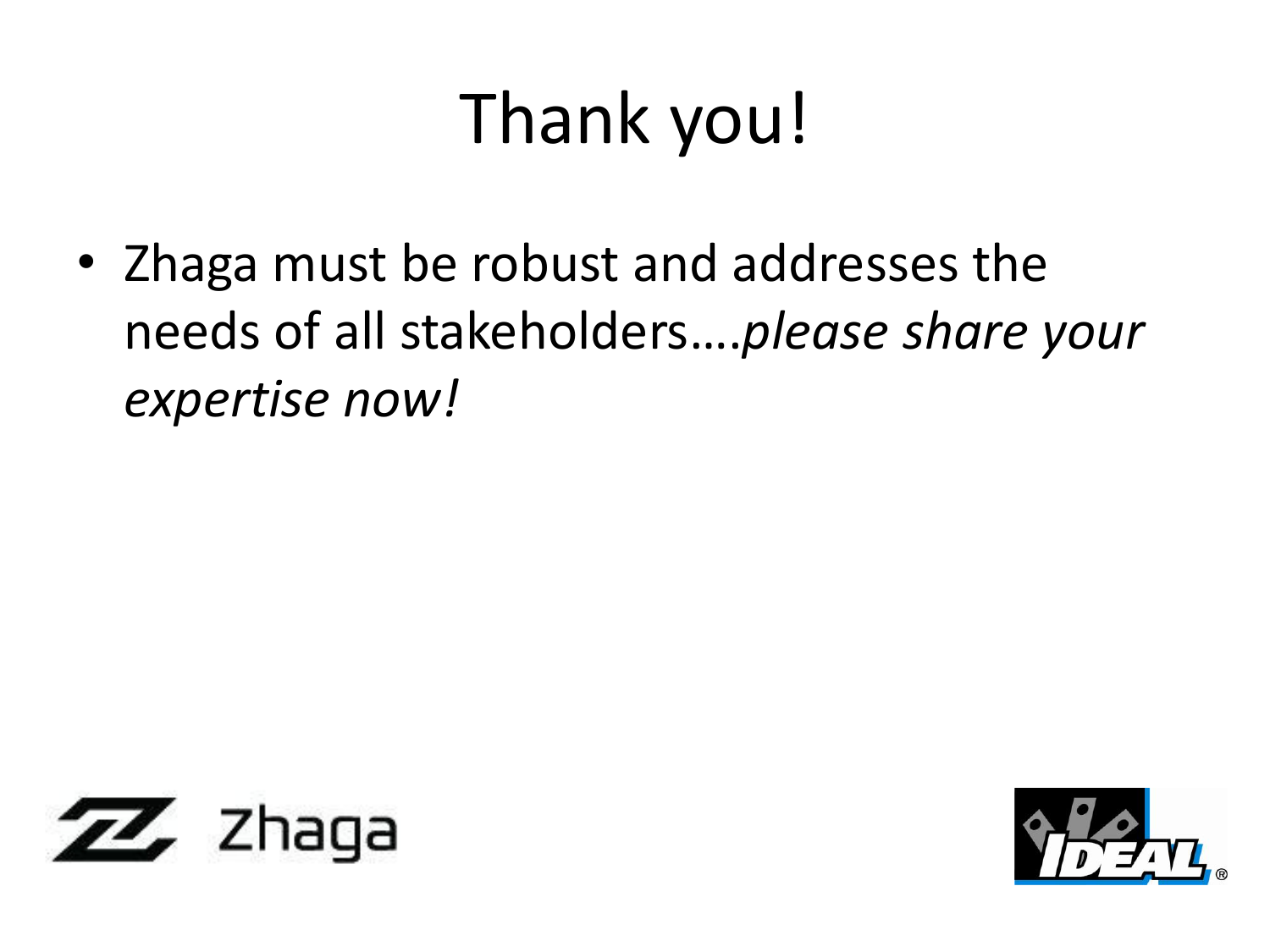# Thank you!

- Zhaga must be robust and addresses the needs of all stakeholders….*please share your expertise now!*

Zhaga

IDEAL®